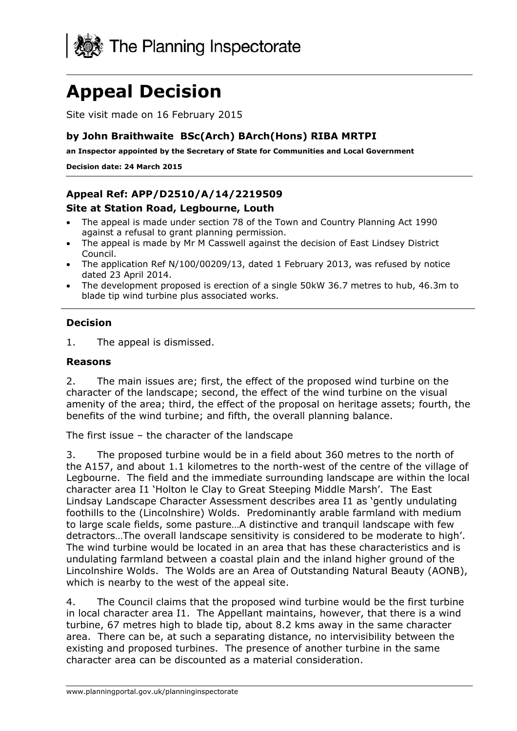The Planning Inspectorate

# Appeal Decision

Site visit made on 16 February 2015

**by John Braithwaite BSc(Arch) BArch(Hons) RIBA MRTPI**

**an Inspector appointed by the Secretary of State for Communities and Local Government**

**Decision date: 24 March 2015**

---

## Appeal Ref: APP/D2510/A/14/2219509

### Site at Station Road, Legbourne, Louth

- The appeal is made under section 78 of the Town and Country Planning Act 1990 against a refusal to grant planning permission.
- The appeal is made by Mr M Casswell against the decision of East Lindsey District Council.
- The application Ref N/100/00209/13, dated 1 February 2013, was refused by notice dated 23 April 2014.
- The development proposed is erection of a single 50kW 36.7 metres to hub, 46.3m to blade tip wind turbine plus associated works.

---

### Decision

1. The appeal is dismissed.

### Reasons

2. The main issues are; first, the effect of the proposed wind turbine on the character of the landscape; second, the effect of the wind turbine on the visual amenity of the area; third, the effect of the proposal on heritage assets; fourth, the benefits of the wind turbine; and fifth, the overall planning balance.

The first issue – the character of the landscape

3. The proposed turbine would be in a field about 360 metres to the north of the A157, and about 1.1 kilometres to the north-west of the centre of the village of Legbourne. The field and the immediate surrounding landscape are within the local character area I1 'Holton le Clay to Great Steeping Middle Marsh'. The East Lindsay Landscape Character Assessment describes area I1 as 'gently undulating foothills to the (Lincolnshire) Wolds. Predominantly arable farmland with medium to large scale fields, some pasture…A distinctive and tranquil landscape with few detractors…The overall landscape sensitivity is considered to be moderate to high'. The wind turbine would be located in an area that has these characteristics and is undulating farmland between a coastal plain and the inland higher ground of the Lincolnshire Wolds. The Wolds are an Area of Outstanding Natural Beauty (AONB), which is nearby to the west of the appeal site.

4. The Council claims that the proposed wind turbine would be the first turbine in local character area I1. The Appellant maintains, however, that there is a wind turbine, 67 metres high to blade tip, about 8.2 kms away in the same character area. There can be, at such a separating distance, no intervisibility between the existing and proposed turbines. The presence of another turbine in the same character area can be discounted as a material consideration.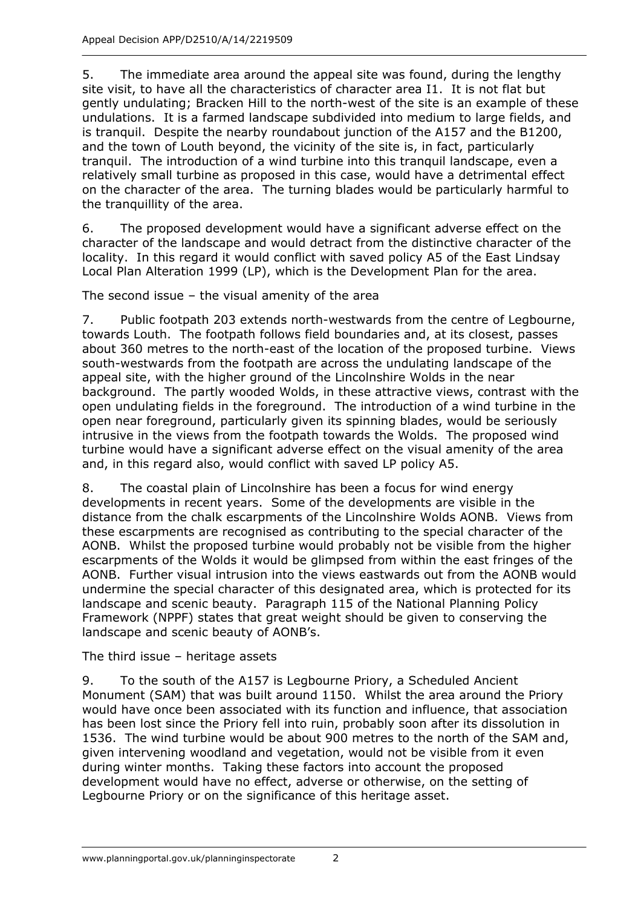5. The immediate area around the appeal site was found, during the lengthy site visit, to have all the characteristics of character area I1. It is not flat but gently undulating; Bracken Hill to the north-west of the site is an example of these undulations. It is a farmed landscape subdivided into medium to large fields, and is tranquil. Despite the nearby roundabout junction of the A157 and the B1200, and the town of Louth beyond, the vicinity of the site is, in fact, particularly tranquil. The introduction of a wind turbine into this tranquil landscape, even a relatively small turbine as proposed in this case, would have a detrimental effect on the character of the area. The turning blades would be particularly harmful to the tranquillity of the area.

6. The proposed development would have a significant adverse effect on the character of the landscape and would detract from the distinctive character of the locality. In this regard it would conflict with saved policy A5 of the East Lindsay Local Plan Alteration 1999 (LP), which is the Development Plan for the area.

The second issue – the visual amenity of the area

7. Public footpath 203 extends north-westwards from the centre of Legbourne, towards Louth. The footpath follows field boundaries and, at its closest, passes about 360 metres to the north-east of the location of the proposed turbine. Views south-westwards from the footpath are across the undulating landscape of the appeal site, with the higher ground of the Lincolnshire Wolds in the near background. The partly wooded Wolds, in these attractive views, contrast with the open undulating fields in the foreground. The introduction of a wind turbine in the open near foreground, particularly given its spinning blades, would be seriously intrusive in the views from the footpath towards the Wolds. The proposed wind turbine would have a significant adverse effect on the visual amenity of the area and, in this regard also, would conflict with saved LP policy A5.

8. The coastal plain of Lincolnshire has been a focus for wind energy developments in recent years. Some of the developments are visible in the distance from the chalk escarpments of the Lincolnshire Wolds AONB. Views from these escarpments are recognised as contributing to the special character of the AONB. Whilst the proposed turbine would probably not be visible from the higher escarpments of the Wolds it would be glimpsed from within the east fringes of the AONB. Further visual intrusion into the views eastwards out from the AONB would undermine the special character of this designated area, which is protected for its landscape and scenic beauty. Paragraph 115 of the National Planning Policy Framework (NPPF) states that great weight should be given to conserving the landscape and scenic beauty of AONB's.

The third issue – heritage assets

9. To the south of the A157 is Legbourne Priory, a Scheduled Ancient Monument (SAM) that was built around 1150. Whilst the area around the Priory would have once been associated with its function and influence, that association has been lost since the Priory fell into ruin, probably soon after its dissolution in 1536. The wind turbine would be about 900 metres to the north of the SAM and, given intervening woodland and vegetation, would not be visible from it even during winter months. Taking these factors into account the proposed development would have no effect, adverse or otherwise, on the setting of Legbourne Priory or on the significance of this heritage asset.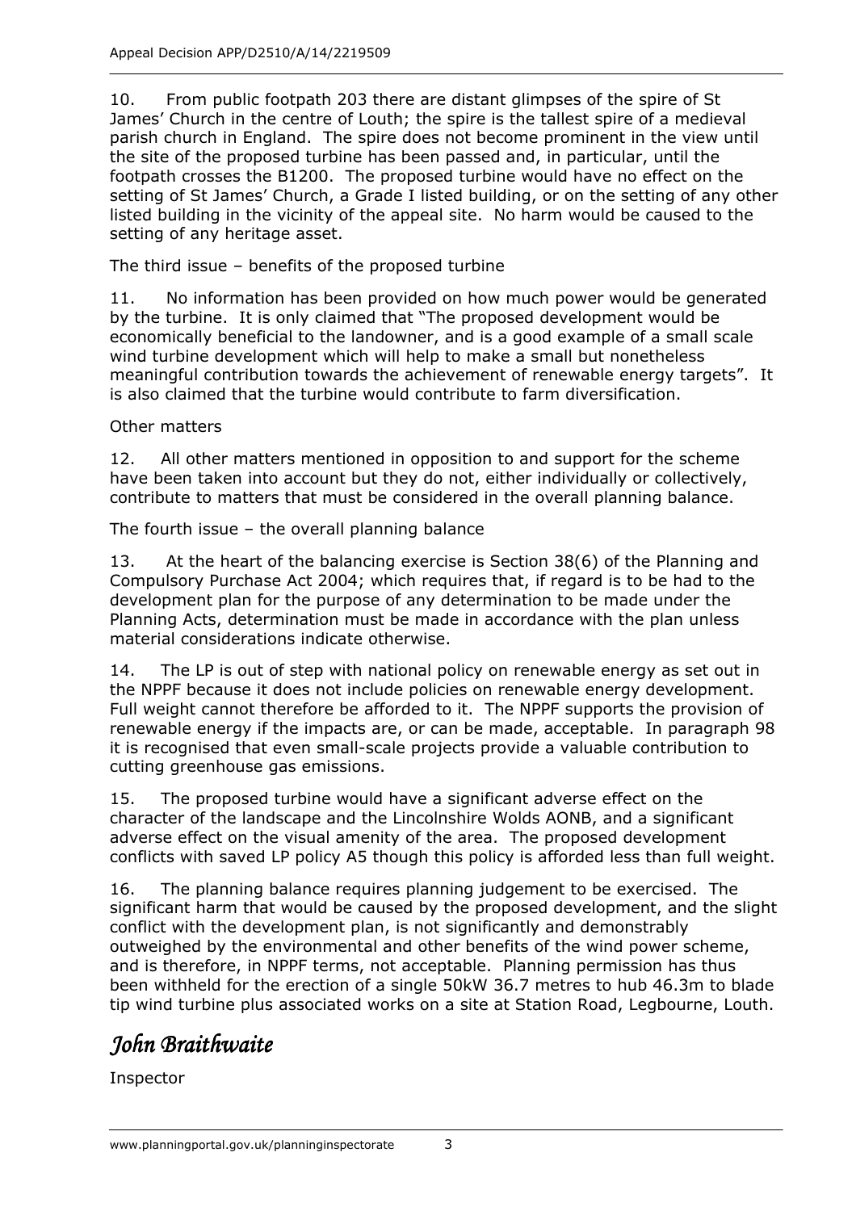10. From public footpath 203 there are distant glimpses of the spire of St James' Church in the centre of Louth; the spire is the tallest spire of a medieval parish church in England. The spire does not become prominent in the view until the site of the proposed turbine has been passed and, in particular, until the footpath crosses the B1200. The proposed turbine would have no effect on the setting of St James' Church, a Grade I listed building, or on the setting of any other listed building in the vicinity of the appeal site. No harm would be caused to the setting of any heritage asset.

The third issue – benefits of the proposed turbine

11. No information has been provided on how much power would be generated by the turbine. It is only claimed that "The proposed development would be economically beneficial to the landowner, and is a good example of a small scale wind turbine development which will help to make a small but nonetheless meaningful contribution towards the achievement of renewable energy targets". It is also claimed that the turbine would contribute to farm diversification.

Other matters

12. All other matters mentioned in opposition to and support for the scheme have been taken into account but they do not, either individually or collectively, contribute to matters that must be considered in the overall planning balance.

The fourth issue – the overall planning balance

13. At the heart of the balancing exercise is Section 38(6) of the Planning and Compulsory Purchase Act 2004; which requires that, if regard is to be had to the development plan for the purpose of any determination to be made under the Planning Acts, determination must be made in accordance with the plan unless material considerations indicate otherwise.

14. The LP is out of step with national policy on renewable energy as set out in the NPPF because it does not include policies on renewable energy development. Full weight cannot therefore be afforded to it. The NPPF supports the provision of renewable energy if the impacts are, or can be made, acceptable. In paragraph 98 it is recognised that even small-scale projects provide a valuable contribution to cutting greenhouse gas emissions.

15. The proposed turbine would have a significant adverse effect on the character of the landscape and the Lincolnshire Wolds AONB, and a significant adverse effect on the visual amenity of the area. The proposed development conflicts with saved LP policy A5 though this policy is afforded less than full weight.

16. The planning balance requires planning judgement to be exercised. The significant harm that would be caused by the proposed development, and the slight conflict with the development plan, is not significantly and demonstrably outweighed by the environmental and other benefits of the wind power scheme, and is therefore, in NPPF terms, not acceptable. Planning permission has thus been withheld for the erection of a single 50kW 36.7 metres to hub 46.3m to blade tip wind turbine plus associated works on a site at Station Road, Legbourne, Louth.

*John Braithwaite*

Inspector